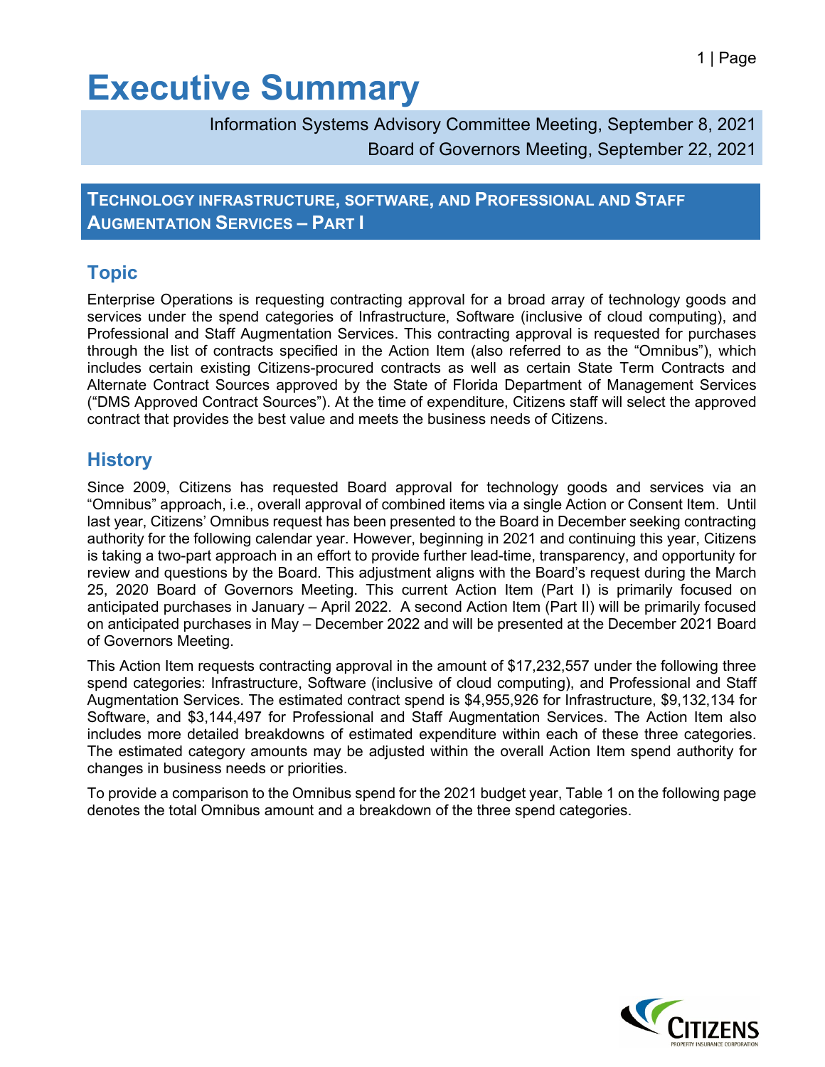# Executive Summary

Information Systems Advisory Committee Meeting, September 8, 2021
Board of Governors Meeting, September 22, 2021

## Technology Infrastructure, Software, and Professional and Staff Augmentation Services – Part I

## Topic

Enterprise Operations is requesting contracting approval for a broad array of technology goods and services under the spend categories of Infrastructure, Software (inclusive of cloud computing), and Professional and Staff Augmentation Services. This contracting approval is requested for purchases through the list of contracts specified in the Action Item (also referred to as the "Omnibus"), which includes certain existing Citizens-procured contracts as well as certain State Term Contracts and Alternate Contract Sources approved by the State of Florida Department of Management Services ("DMS Approved Contract Sources"). At the time of expenditure, Citizens staff will select the approved contract that provides the best value and meets the business needs of Citizens.

## History

Since 2009, Citizens has requested Board approval for technology goods and services via an "Omnibus" approach, i.e., overall approval of combined items via a single Action or Consent Item. Until last year, Citizens' Omnibus request has been presented to the Board in December seeking contracting authority for the following calendar year. However, beginning in 2021 and continuing this year, Citizens is taking a two-part approach in an effort to provide further lead-time, transparency, and opportunity for review and questions by the Board. This adjustment aligns with the Board's request during the March 25, 2020 Board of Governors Meeting. This current Action Item (Part I) is primarily focused on anticipated purchases in January – April 2022. A second Action Item (Part II) will be primarily focused on anticipated purchases in May – December 2022 and will be presented at the December 2021 Board of Governors Meeting.

This Action Item requests contracting approval in the amount of $17,232,557 under the following three spend categories: Infrastructure, Software (inclusive of cloud computing), and Professional and Staff Augmentation Services. The estimated contract spend is $4,955,926 for Infrastructure, $9,132,134 for Software, and $3,144,497 for Professional and Staff Augmentation Services. The Action Item also includes more detailed breakdowns of estimated expenditure within each of these three categories. The estimated category amounts may be adjusted within the overall Action Item spend authority for changes in business needs or priorities.

To provide a comparison to the Omnibus spend for the 2021 budget year, Table 1 on the following page denotes the total Omnibus amount and a breakdown of the three spend categories.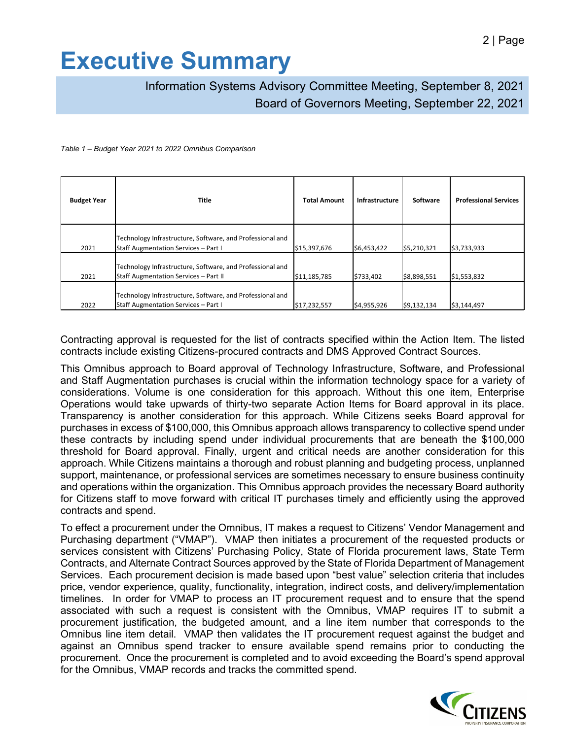# Executive Summary

Information Systems Advisory Committee Meeting, September 8, 2021
Board of Governors Meeting, September 22, 2021

*Table 1 – Budget Year 2021 to 2022 Omnibus Comparison*

| Budget Year | Title | Total Amount | Infrastructure | Software | Professional Services |
|---|---|---|---|---|---|
| 2021 | Technology Infrastructure, Software, and Professional and Staff Augmentation Services – Part I | $15,397,676 | $6,453,422 | $5,210,321 | $3,733,933 |
| 2021 | Technology Infrastructure, Software, and Professional and Staff Augmentation Services – Part II | $11,185,785 | $733,402 | $8,898,551 | $1,553,832 |
| 2022 | Technology Infrastructure, Software, and Professional and Staff Augmentation Services – Part I | $17,232,557 | $4,955,926 | $9,132,134 | $3,144,497 |

Contracting approval is requested for the list of contracts specified within the Action Item. The listed contracts include existing Citizens-procured contracts and DMS Approved Contract Sources.

This Omnibus approach to Board approval of Technology Infrastructure, Software, and Professional and Staff Augmentation purchases is crucial within the information technology space for a variety of considerations. Volume is one consideration for this approach. Without this one item, Enterprise Operations would take upwards of thirty-two separate Action Items for Board approval in its place. Transparency is another consideration for this approach. While Citizens seeks Board approval for purchases in excess of $100,000, this Omnibus approach allows transparency to collective spend under these contracts by including spend under individual procurements that are beneath the $100,000 threshold for Board approval. Finally, urgent and critical needs are another consideration for this approach. While Citizens maintains a thorough and robust planning and budgeting process, unplanned support, maintenance, or professional services are sometimes necessary to ensure business continuity and operations within the organization. This Omnibus approach provides the necessary Board authority for Citizens staff to move forward with critical IT purchases timely and efficiently using the approved contracts and spend.

To effect a procurement under the Omnibus, IT makes a request to Citizens' Vendor Management and Purchasing department ("VMAP"). VMAP then initiates a procurement of the requested products or services consistent with Citizens' Purchasing Policy, State of Florida procurement laws, State Term Contracts, and Alternate Contract Sources approved by the State of Florida Department of Management Services. Each procurement decision is made based upon "best value" selection criteria that includes price, vendor experience, quality, functionality, integration, indirect costs, and delivery/implementation timelines. In order for VMAP to process an IT procurement request and to ensure that the spend associated with such a request is consistent with the Omnibus, VMAP requires IT to submit a procurement justification, the budgeted amount, and a line item number that corresponds to the Omnibus line item detail. VMAP then validates the IT procurement request against the budget and against an Omnibus spend tracker to ensure available spend remains prior to conducting the procurement. Once the procurement is completed and to avoid exceeding the Board's spend approval for the Omnibus, VMAP records and tracks the committed spend.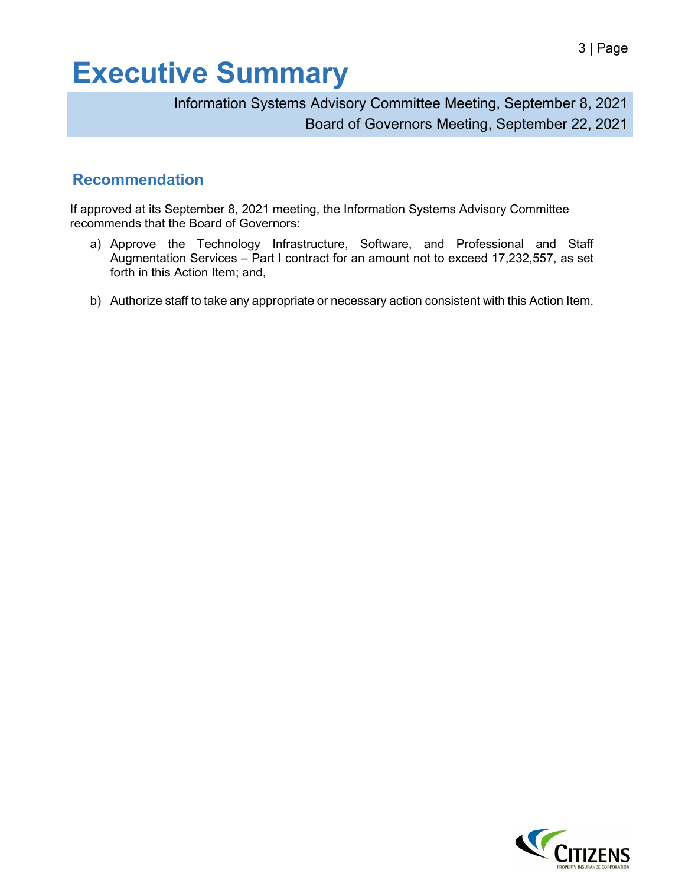# Executive Summary

Information Systems Advisory Committee Meeting, September 8, 2021
Board of Governors Meeting, September 22, 2021

## Recommendation

If approved at its September 8, 2021 meeting, the Information Systems Advisory Committee recommends that the Board of Governors:

a) Approve the Technology Infrastructure, Software, and Professional and Staff Augmentation Services – Part I contract for an amount not to exceed 17,232,557, as set forth in this Action Item; and,

b) Authorize staff to take any appropriate or necessary action consistent with this Action Item.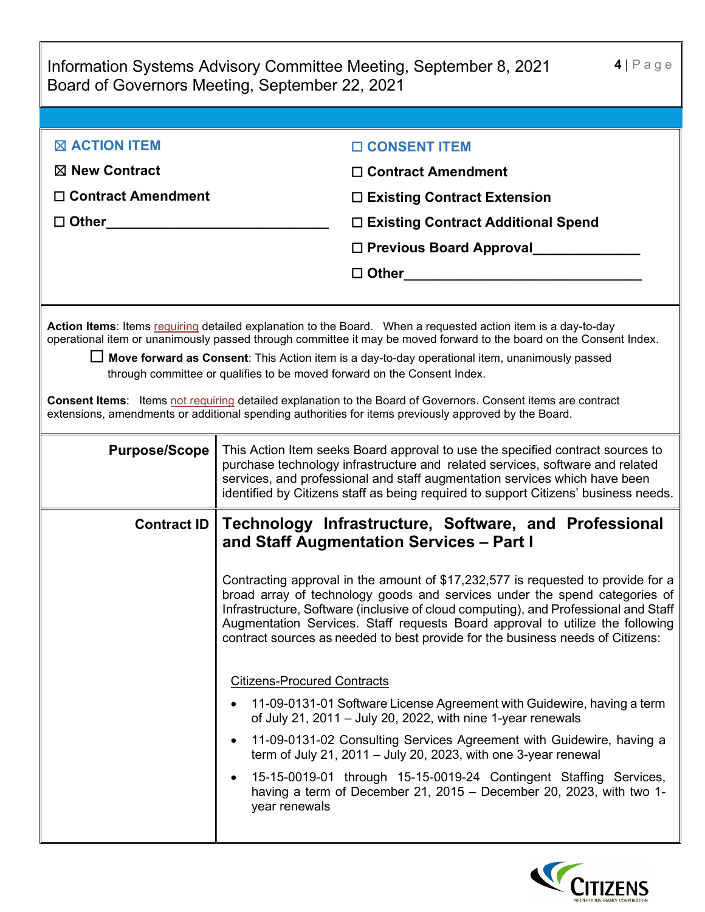Information Systems Advisory Committee Meeting, September 8, 2021
Board of Governors Meeting, September 22, 2021

| | |
|---|---|
| ☒ **ACTION ITEM** | ☐ **CONSENT ITEM** |
| ☒ **New Contract** | ☐ **Contract Amendment** |
| ☐ **Contract Amendment** | ☐ **Existing Contract Extension** |
| ☐ **Other**_____________________________ | ☐ **Existing Contract Additional Spend** |
| | ☐ **Previous Board Approval**_____________ |
| | ☐ **Other**______________________________ |

**Action Items**: Items requiring detailed explanation to the Board. When a requested action item is a day-to-day operational item or unanimously passed through committee it may be moved forward to the board on the Consent Index.

☐ **Move forward as Consent**: This Action item is a day-to-day operational item, unanimously passed through committee or qualifies to be moved forward on the Consent Index.

**Consent Items**: Items not requiring detailed explanation to the Board of Governors. Consent items are contract extensions, amendments or additional spending authorities for items previously approved by the Board.

| | |
|---|---|
| **Purpose/Scope** | This Action Item seeks Board approval to use the specified contract sources to purchase technology infrastructure and related services, software and related services, and professional and staff augmentation services which have been identified by Citizens staff as being required to support Citizens' business needs. |
| **Contract ID** | **Technology Infrastructure, Software, and Professional and Staff Augmentation Services – Part I**<br><br>Contracting approval in the amount of $17,232,577 is requested to provide for a broad array of technology goods and services under the spend categories of Infrastructure, Software (inclusive of cloud computing), and Professional and Staff Augmentation Services. Staff requests Board approval to utilize the following contract sources as needed to best provide for the business needs of Citizens:<br><br>Citizens-Procured Contracts<br>• 11-09-0131-01 Software License Agreement with Guidewire, having a term of July 21, 2011 – July 20, 2022, with nine 1-year renewals<br>• 11-09-0131-02 Consulting Services Agreement with Guidewire, having a term of July 21, 2011 – July 20, 2023, with one 3-year renewal<br>• 15-15-0019-01 through 15-15-0019-24 Contingent Staffing Services, having a term of December 21, 2015 – December 20, 2023, with two 1-year renewals |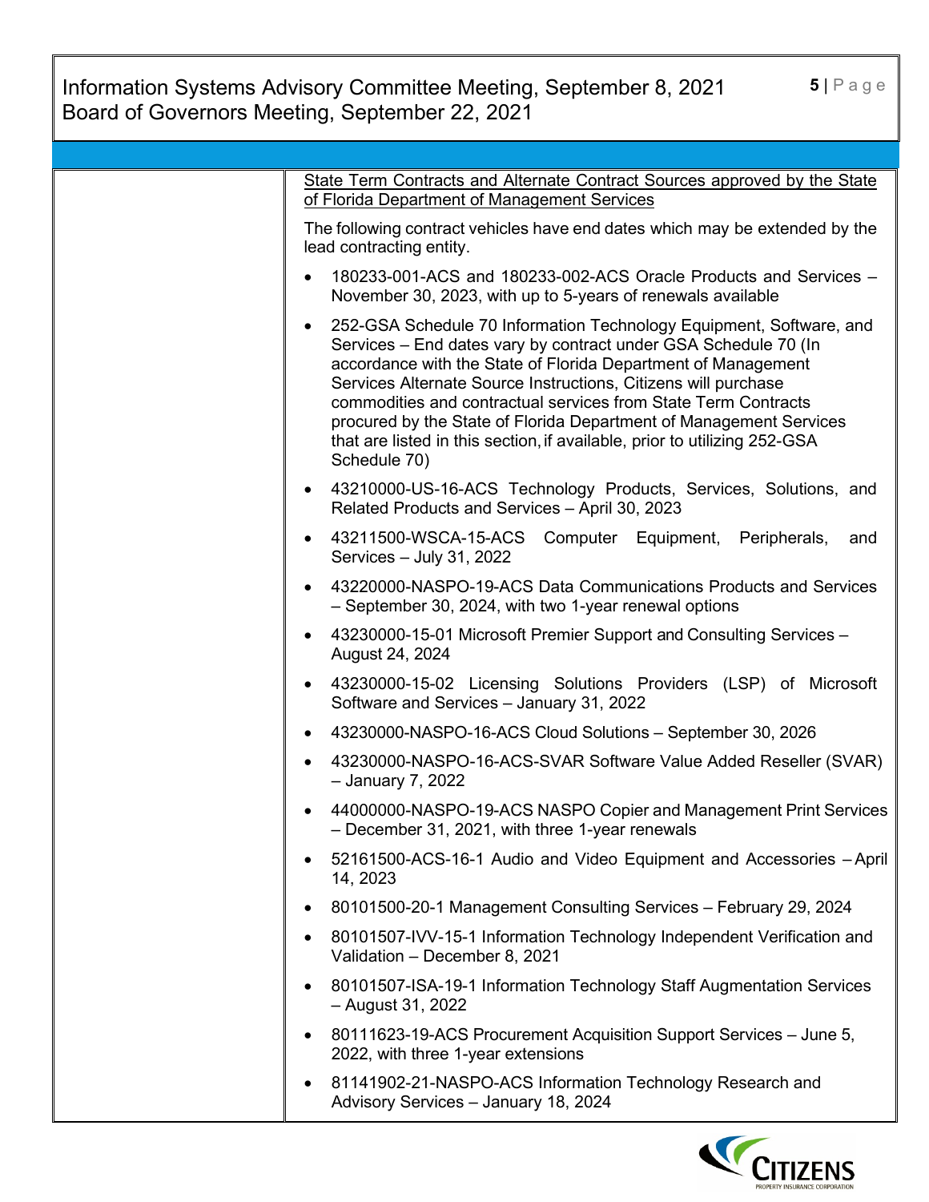State Term Contracts and Alternate Contract Sources approved by the State of Florida Department of Management Services

The following contract vehicles have end dates which may be extended by the lead contracting entity.

- 180233-001-ACS and 180233-002-ACS Oracle Products and Services – November 30, 2023, with up to 5-years of renewals available
- 252-GSA Schedule 70 Information Technology Equipment, Software, and Services – End dates vary by contract under GSA Schedule 70 (In accordance with the State of Florida Department of Management Services Alternate Source Instructions, Citizens will purchase commodities and contractual services from State Term Contracts procured by the State of Florida Department of Management Services that are listed in this section, if available, prior to utilizing 252-GSA Schedule 70)
- 43210000-US-16-ACS Technology Products, Services, Solutions, and Related Products and Services – April 30, 2023
- 43211500-WSCA-15-ACS Computer Equipment, Peripherals, and Services – July 31, 2022
- 43220000-NASPO-19-ACS Data Communications Products and Services – September 30, 2024, with two 1-year renewal options
- 43230000-15-01 Microsoft Premier Support and Consulting Services – August 24, 2024
- 43230000-15-02 Licensing Solutions Providers (LSP) of Microsoft Software and Services – January 31, 2022
- 43230000-NASPO-16-ACS Cloud Solutions – September 30, 2026
- 43230000-NASPO-16-ACS-SVAR Software Value Added Reseller (SVAR) – January 7, 2022
- 44000000-NASPO-19-ACS NASPO Copier and Management Print Services – December 31, 2021, with three 1-year renewals
- 52161500-ACS-16-1 Audio and Video Equipment and Accessories – April 14, 2023
- 80101500-20-1 Management Consulting Services – February 29, 2024
- 80101507-IVV-15-1 Information Technology Independent Verification and Validation – December 8, 2021
- 80101507-ISA-19-1 Information Technology Staff Augmentation Services – August 31, 2022
- 80111623-19-ACS Procurement Acquisition Support Services – June 5, 2022, with three 1-year extensions
- 81141902-21-NASPO-ACS Information Technology Research and Advisory Services – January 18, 2024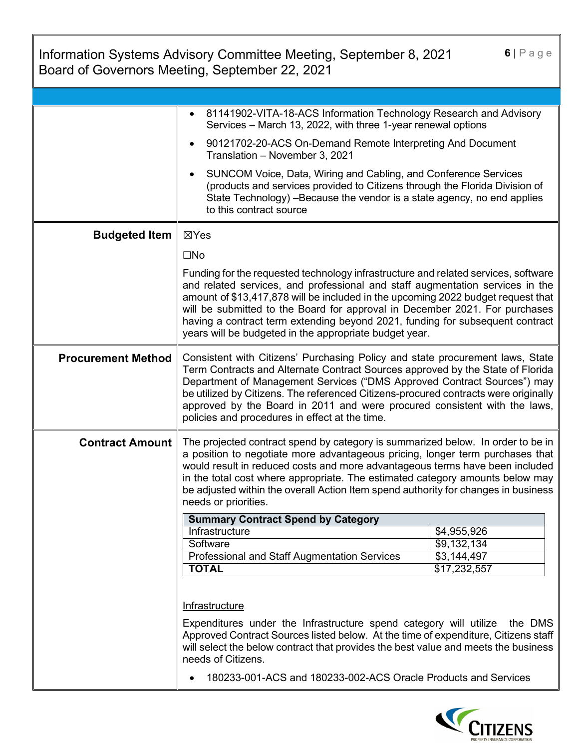| | |
|---|---|
| | - 81141902-VITA-18-ACS Information Technology Research and Advisory Services – March 13, 2022, with three 1-year renewal options<br>- 90121702-20-ACS On-Demand Remote Interpreting And Document Translation – November 3, 2021<br>- SUNCOM Voice, Data, Wiring and Cabling, and Conference Services (products and services provided to Citizens through the Florida Division of State Technology) –Because the vendor is a state agency, no end applies to this contract source |
| **Budgeted Item** | ☒Yes<br><br>☐No<br><br>Funding for the requested technology infrastructure and related services, software and related services, and professional and staff augmentation services in the amount of $13,417,878 will be included in the upcoming 2022 budget request that will be submitted to the Board for approval in December 2021. For purchases having a contract term extending beyond 2021, funding for subsequent contract years will be budgeted in the appropriate budget year. |
| **Procurement Method** | Consistent with Citizens' Purchasing Policy and state procurement laws, State Term Contracts and Alternate Contract Sources approved by the State of Florida Department of Management Services ("DMS Approved Contract Sources") may be utilized by Citizens. The referenced Citizens-procured contracts were originally approved by the Board in 2011 and were procured consistent with the laws, policies and procedures in effect at the time. |
| **Contract Amount** | The projected contract spend by category is summarized below. In order to be in a position to negotiate more advantageous pricing, longer term purchases that would result in reduced costs and more advantageous terms have been included in the total cost where appropriate. The estimated category amounts below may be adjusted within the overall Action Item spend authority for changes in business needs or priorities.<br><br>**Summary Contract Spend by Category**<br>Infrastructure: $4,955,926<br>Software: $9,132,134<br>Professional and Staff Augmentation Services: $3,144,497<br>**TOTAL**: $17,232,557<br><br><u>Infrastructure</u><br><br>Expenditures under the Infrastructure spend category will utilize the DMS Approved Contract Sources listed below. At the time of expenditure, Citizens staff will select the below contract that provides the best value and meets the business needs of Citizens.<br><br>- 180233-001-ACS and 180233-002-ACS Oracle Products and Services |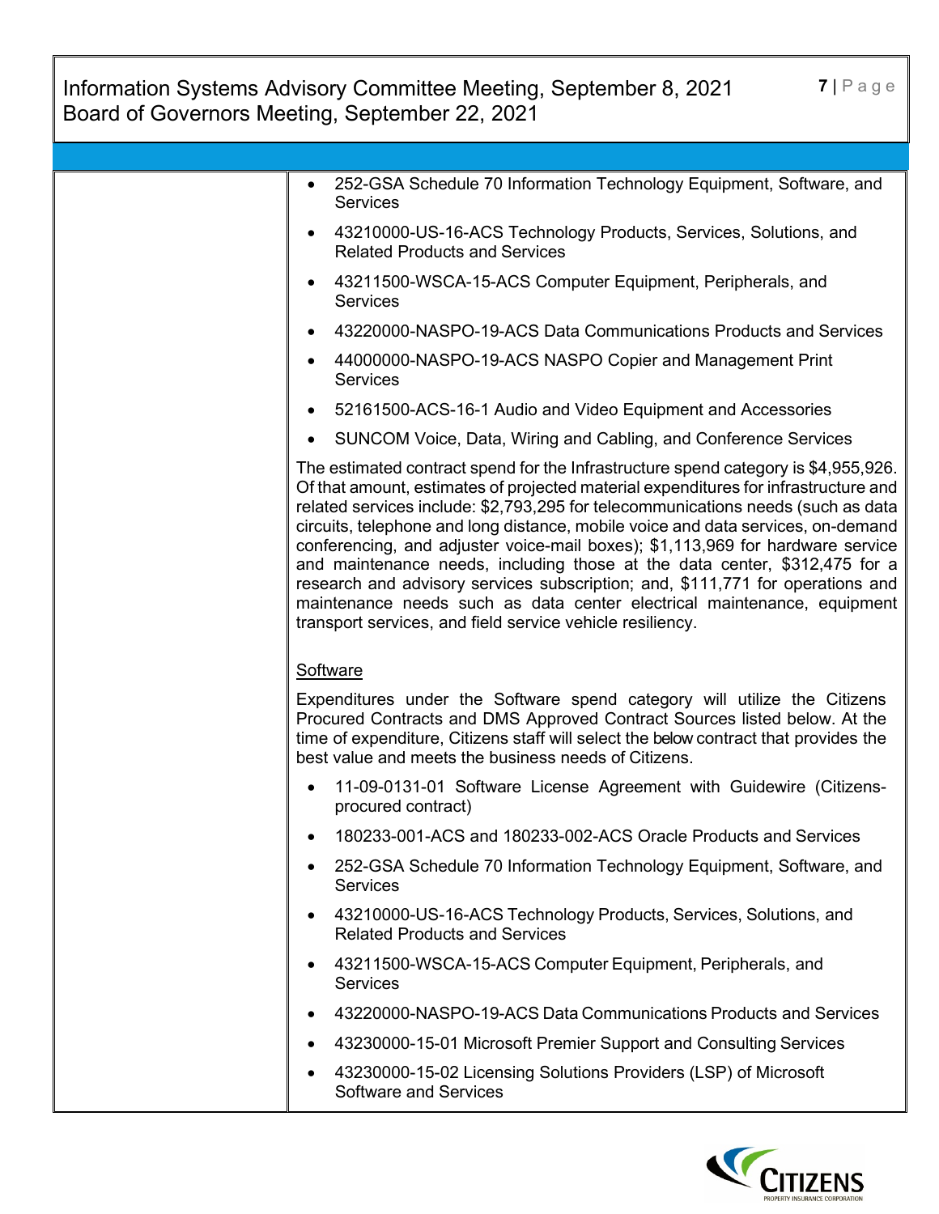- 252-GSA Schedule 70 Information Technology Equipment, Software, and Services
- 43210000-US-16-ACS Technology Products, Services, Solutions, and Related Products and Services
- 43211500-WSCA-15-ACS Computer Equipment, Peripherals, and Services
- 43220000-NASPO-19-ACS Data Communications Products and Services
- 44000000-NASPO-19-ACS NASPO Copier and Management Print Services
- 52161500-ACS-16-1 Audio and Video Equipment and Accessories
- SUNCOM Voice, Data, Wiring and Cabling, and Conference Services

The estimated contract spend for the Infrastructure spend category is $4,955,926. Of that amount, estimates of projected material expenditures for infrastructure and related services include: $2,793,295 for telecommunications needs (such as data circuits, telephone and long distance, mobile voice and data services, on-demand conferencing, and adjuster voice-mail boxes); $1,113,969 for hardware service and maintenance needs, including those at the data center, $312,475 for a research and advisory services subscription; and, $111,771 for operations and maintenance needs such as data center electrical maintenance, equipment transport services, and field service vehicle resiliency.

<u>Software</u>

Expenditures under the Software spend category will utilize the Citizens Procured Contracts and DMS Approved Contract Sources listed below. At the time of expenditure, Citizens staff will select the below contract that provides the best value and meets the business needs of Citizens.

- 11-09-0131-01 Software License Agreement with Guidewire (Citizens-procured contract)
- 180233-001-ACS and 180233-002-ACS Oracle Products and Services
- 252-GSA Schedule 70 Information Technology Equipment, Software, and Services
- 43210000-US-16-ACS Technology Products, Services, Solutions, and Related Products and Services
- 43211500-WSCA-15-ACS Computer Equipment, Peripherals, and Services
- 43220000-NASPO-19-ACS Data Communications Products and Services
- 43230000-15-01 Microsoft Premier Support and Consulting Services
- 43230000-15-02 Licensing Solutions Providers (LSP) of Microsoft Software and Services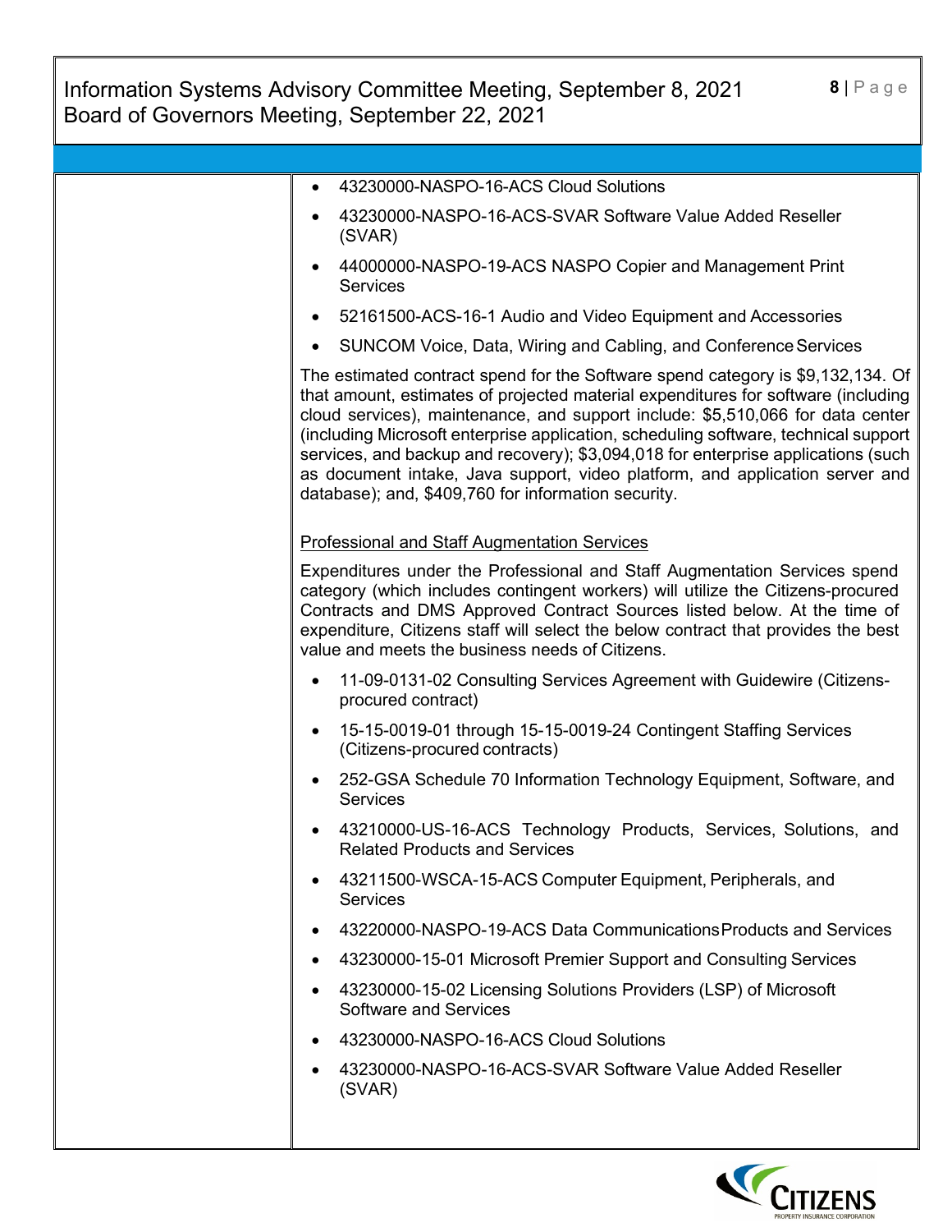- 43230000-NASPO-16-ACS Cloud Solutions
- 43230000-NASPO-16-ACS-SVAR Software Value Added Reseller (SVAR)
- 44000000-NASPO-19-ACS NASPO Copier and Management Print Services
- 52161500-ACS-16-1 Audio and Video Equipment and Accessories
- SUNCOM Voice, Data, Wiring and Cabling, and Conference Services

The estimated contract spend for the Software spend category is $9,132,134. Of that amount, estimates of projected material expenditures for software (including cloud services), maintenance, and support include: $5,510,066 for data center (including Microsoft enterprise application, scheduling software, technical support services, and backup and recovery); $3,094,018 for enterprise applications (such as document intake, Java support, video platform, and application server and database); and, $409,760 for information security.

<u>Professional and Staff Augmentation Services</u>

Expenditures under the Professional and Staff Augmentation Services spend category (which includes contingent workers) will utilize the Citizens-procured Contracts and DMS Approved Contract Sources listed below. At the time of expenditure, Citizens staff will select the below contract that provides the best value and meets the business needs of Citizens.

- 11-09-0131-02 Consulting Services Agreement with Guidewire (Citizens-procured contract)
- 15-15-0019-01 through 15-15-0019-24 Contingent Staffing Services (Citizens-procured contracts)
- 252-GSA Schedule 70 Information Technology Equipment, Software, and Services
- 43210000-US-16-ACS Technology Products, Services, Solutions, and Related Products and Services
- 43211500-WSCA-15-ACS Computer Equipment, Peripherals, and Services
- 43220000-NASPO-19-ACS Data Communications Products and Services
- 43230000-15-01 Microsoft Premier Support and Consulting Services
- 43230000-15-02 Licensing Solutions Providers (LSP) of Microsoft Software and Services
- 43230000-NASPO-16-ACS Cloud Solutions
- 43230000-NASPO-16-ACS-SVAR Software Value Added Reseller (SVAR)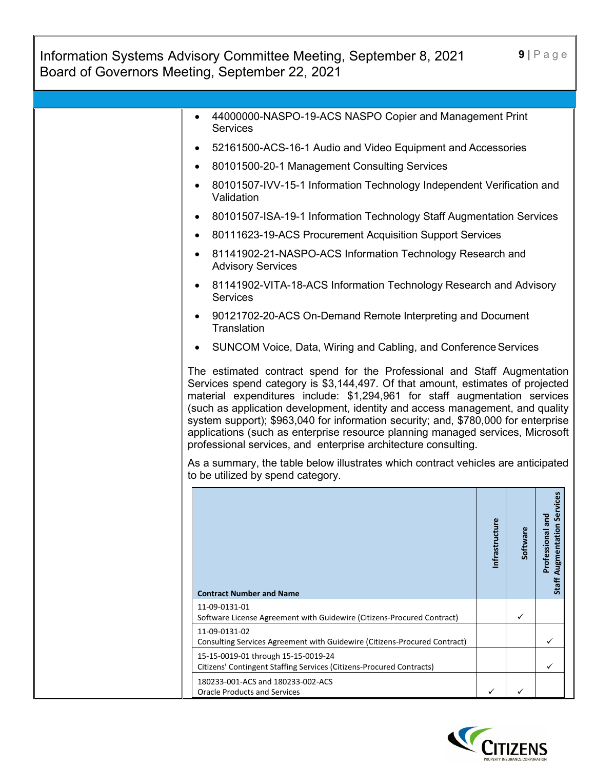- 44000000-NASPO-19-ACS NASPO Copier and Management Print Services
- 52161500-ACS-16-1 Audio and Video Equipment and Accessories
- 80101500-20-1 Management Consulting Services
- 80101507-IVV-15-1 Information Technology Independent Verification and Validation
- 80101507-ISA-19-1 Information Technology Staff Augmentation Services
- 80111623-19-ACS Procurement Acquisition Support Services
- 81141902-21-NASPO-ACS Information Technology Research and Advisory Services
- 81141902-VITA-18-ACS Information Technology Research and Advisory Services
- 90121702-20-ACS On-Demand Remote Interpreting and Document Translation
- SUNCOM Voice, Data, Wiring and Cabling, and Conference Services

The estimated contract spend for the Professional and Staff Augmentation Services spend category is $3,144,497. Of that amount, estimates of projected material expenditures include: $1,294,961 for staff augmentation services (such as application development, identity and access management, and quality system support); $963,040 for information security; and, $780,000 for enterprise applications (such as enterprise resource planning managed services, Microsoft professional services, and enterprise architecture consulting.

As a summary, the table below illustrates which contract vehicles are anticipated to be utilized by spend category.

| Contract Number and Name | Infrastructure | Software | Professional and Staff Augmentation Services |
|---|---|---|---|
| 11-09-0131-01<br>Software License Agreement with Guidewire (Citizens-Procured Contract) | | ✓ | |
| 11-09-0131-02<br>Consulting Services Agreement with Guidewire (Citizens-Procured Contract) | | | ✓ |
| 15-15-0019-01 through 15-15-0019-24<br>Citizens' Contingent Staffing Services (Citizens-Procured Contracts) | | | ✓ |
| 180233-001-ACS and 180233-002-ACS<br>Oracle Products and Services | ✓ | ✓ | |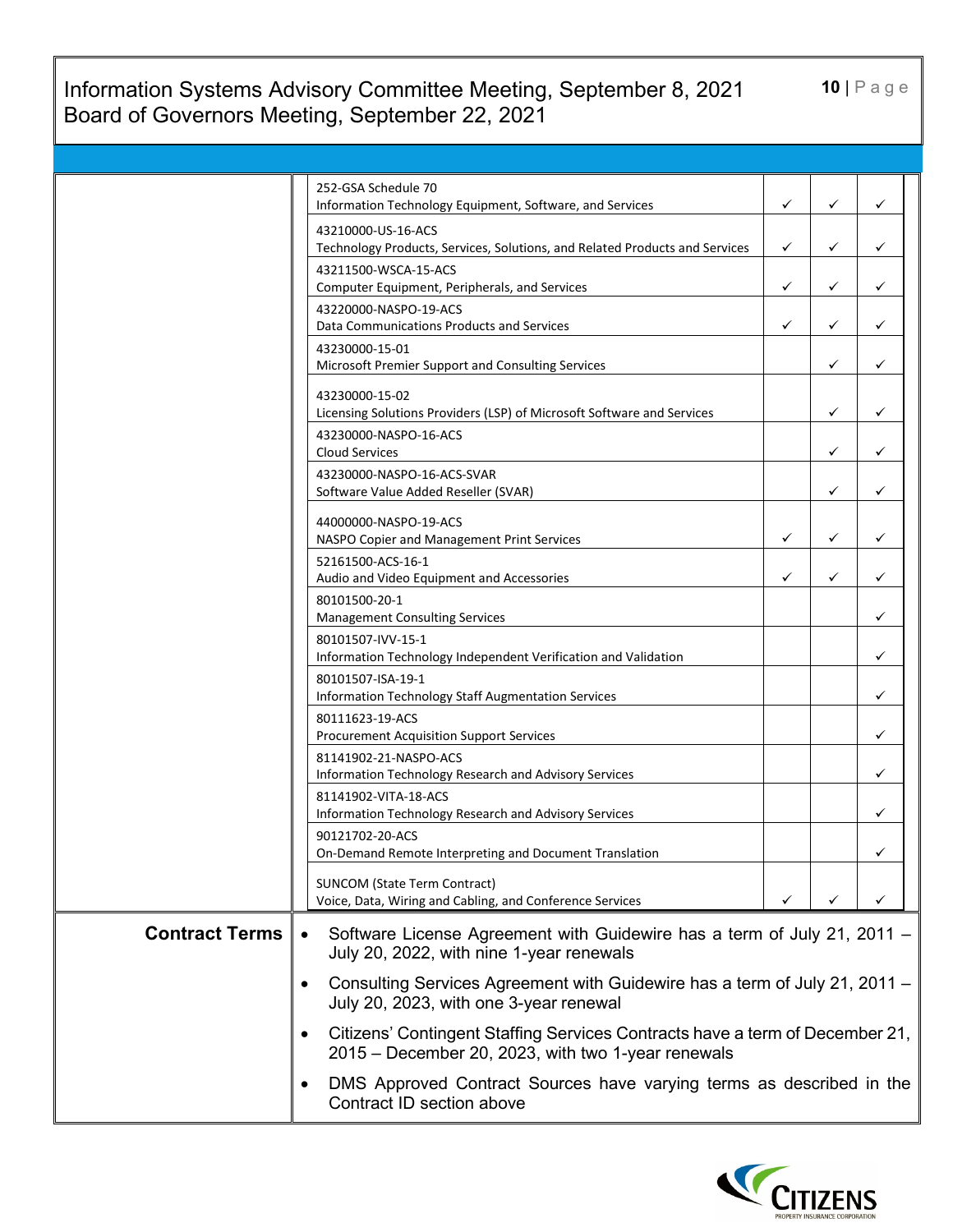| | Contract | | | |
|---|---|---|---|---|
| | 252-GSA Schedule 70<br>Information Technology Equipment, Software, and Services | ✓ | ✓ | ✓ |
| | 43210000-US-16-ACS<br>Technology Products, Services, Solutions, and Related Products and Services | ✓ | ✓ | ✓ |
| | 43211500-WSCA-15-ACS<br>Computer Equipment, Peripherals, and Services | ✓ | ✓ | ✓ |
| | 43220000-NASPO-19-ACS<br>Data Communications Products and Services | ✓ | ✓ | ✓ |
| | 43230000-15-01<br>Microsoft Premier Support and Consulting Services | | ✓ | ✓ |
| | 43230000-15-02<br>Licensing Solutions Providers (LSP) of Microsoft Software and Services | | ✓ | ✓ |
| | 43230000-NASPO-16-ACS<br>Cloud Services | | ✓ | ✓ |
| | 43230000-NASPO-16-ACS-SVAR<br>Software Value Added Reseller (SVAR) | | ✓ | ✓ |
| | 44000000-NASPO-19-ACS<br>NASPO Copier and Management Print Services | ✓ | ✓ | ✓ |
| | 52161500-ACS-16-1<br>Audio and Video Equipment and Accessories | ✓ | ✓ | ✓ |
| | 80101500-20-1<br>Management Consulting Services | | | ✓ |
| | 80101507-IVV-15-1<br>Information Technology Independent Verification and Validation | | | ✓ |
| | 80101507-ISA-19-1<br>Information Technology Staff Augmentation Services | | | ✓ |
| | 80111623-19-ACS<br>Procurement Acquisition Support Services | | | ✓ |
| | 81141902-21-NASPO-ACS<br>Information Technology Research and Advisory Services | | | ✓ |
| | 81141902-VITA-18-ACS<br>Information Technology Research and Advisory Services | | | ✓ |
| | 90121702-20-ACS<br>On-Demand Remote Interpreting and Document Translation | | | ✓ |
| | SUNCOM (State Term Contract)<br>Voice, Data, Wiring and Cabling, and Conference Services | ✓ | ✓ | ✓ |

**Contract Terms**

- Software License Agreement with Guidewire has a term of July 21, 2011 – July 20, 2022, with nine 1-year renewals
- Consulting Services Agreement with Guidewire has a term of July 21, 2011 – July 20, 2023, with one 3-year renewal
- Citizens' Contingent Staffing Services Contracts have a term of December 21, 2015 – December 20, 2023, with two 1-year renewals
- DMS Approved Contract Sources have varying terms as described in the Contract ID section above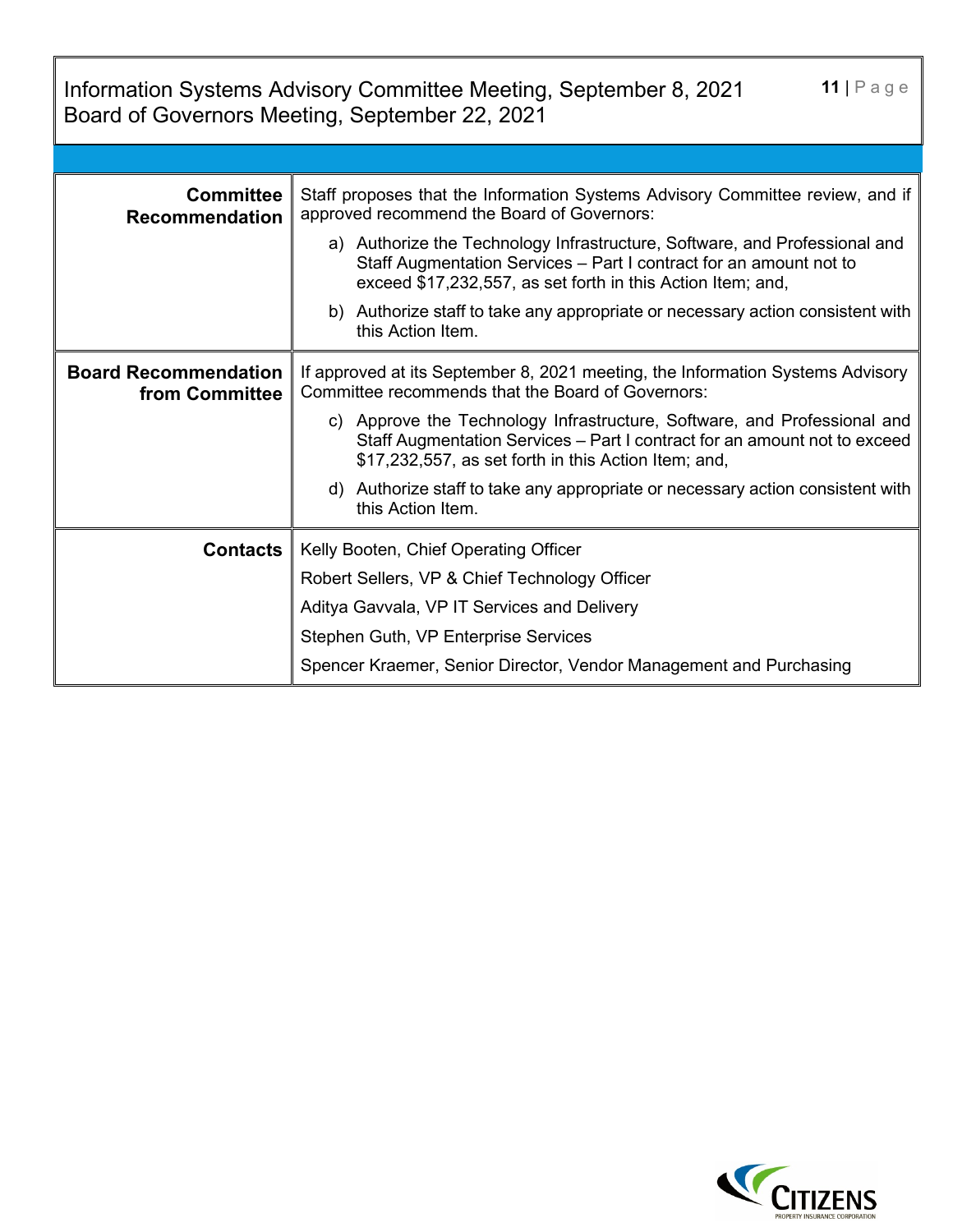| | |
|---|---|
| **Committee Recommendation** | Staff proposes that the Information Systems Advisory Committee review, and if approved recommend the Board of Governors:<br><br>a) Authorize the Technology Infrastructure, Software, and Professional and Staff Augmentation Services – Part I contract for an amount not to exceed $17,232,557, as set forth in this Action Item; and,<br><br>b) Authorize staff to take any appropriate or necessary action consistent with this Action Item. |
| **Board Recommendation from Committee** | If approved at its September 8, 2021 meeting, the Information Systems Advisory Committee recommends that the Board of Governors:<br><br>c) Approve the Technology Infrastructure, Software, and Professional and Staff Augmentation Services – Part I contract for an amount not to exceed $17,232,557, as set forth in this Action Item; and,<br><br>d) Authorize staff to take any appropriate or necessary action consistent with this Action Item. |
| **Contacts** | Kelly Booten, Chief Operating Officer<br><br>Robert Sellers, VP & Chief Technology Officer<br><br>Aditya Gavvala, VP IT Services and Delivery<br><br>Stephen Guth, VP Enterprise Services<br><br>Spencer Kraemer, Senior Director, Vendor Management and Purchasing |